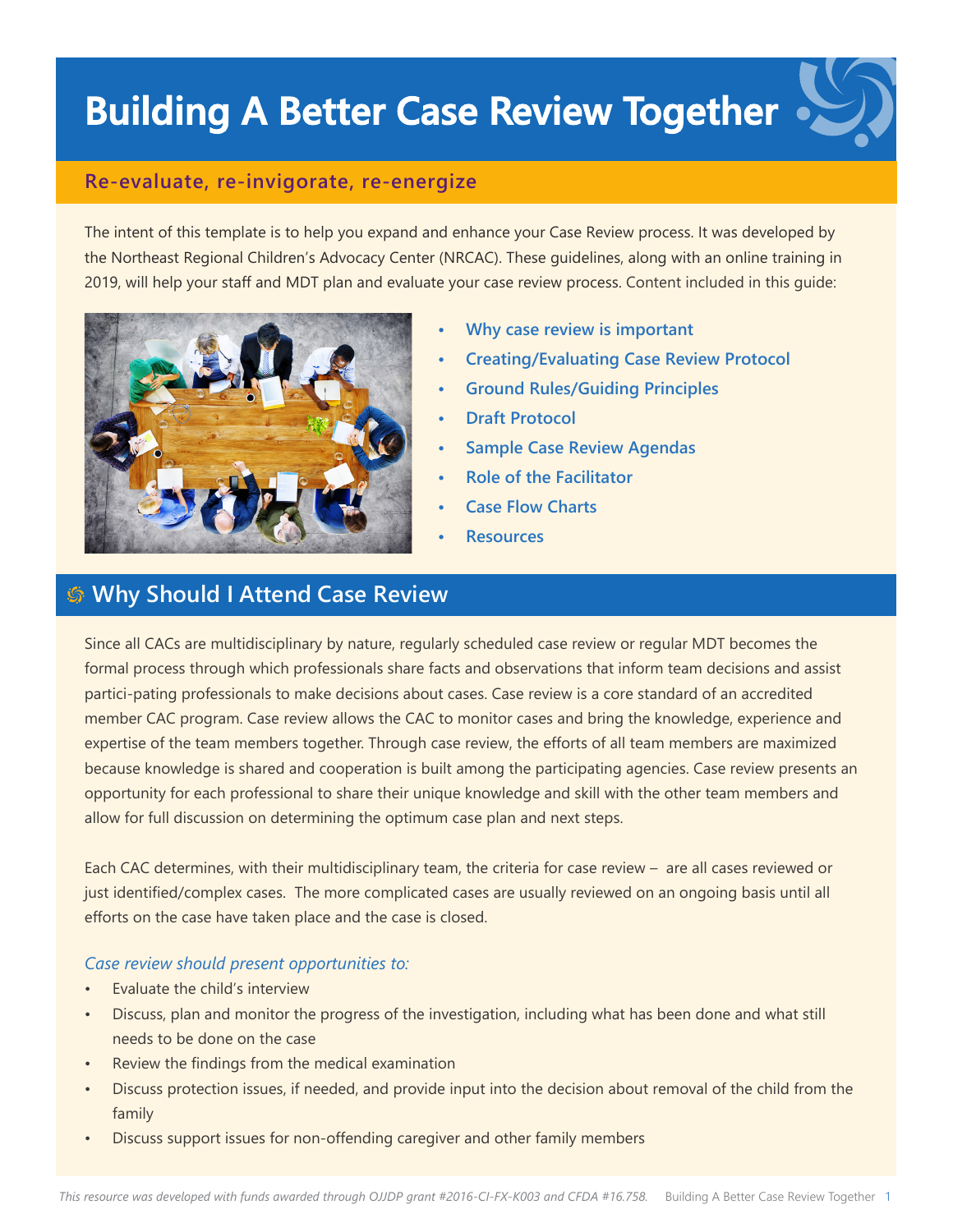# Building A Better Case Review Together

## Re-evaluate, re-invigorate, re-energize

The intent of this template is to help you expand and enhance your Case Review process. It was developed by the Northeast Regional Children's Advocacy Center (NRCAC). These guidelines, along with an online training in 2019, will help your staff and MDT plan and evaluate your case review process. Content included in this guide:

- **Why case review is important**
- **Creating/Evaluating Case Review Protocol**
- **Ground Rules/Guiding Principles**
- **Draft Protocol**
- **Sample Case Review Agendas**
- **Role of the Facilitator**
- **Case Flow Charts**
- **Resources**

## Why Should I Attend Case Review

Since all CACs are multidisciplinary by nature, regularly scheduled case review or regular MDT becomes the formal process through which professionals share facts and observations that inform team decisions and assist partici-pating professionals to make decisions about cases. Case review is a core standard of an accredited member CAC program. Case review allows the CAC to monitor cases and bring the knowledge, experience and expertise of the team members together. Through case review, the efforts of all team members are maximized because knowledge is shared and cooperation is built among the participating agencies. Case review presents an opportunity for each professional to share their unique knowledge and skill with the other team members and allow for full discussion on determining the optimum case plan and next steps.

Each CAC determines, with their multidisciplinary team, the criteria for case review – are all cases reviewed or just identified/complex cases. The more complicated cases are usually reviewed on an ongoing basis until all efforts on the case have taken place and the case is closed.

*Case review should present opportunities to:*

- Evaluate the child's interview
- Discuss, plan and monitor the progress of the investigation, including what has been done and what still needs to be done on the case
- Review the findings from the medical examination
- Discuss protection issues, if needed, and provide input into the decision about removal of the child from the family
- Discuss support issues for non-offending caregiver and other family members

*This resource was developed with funds awarded through OJJDP grant #2016-CI-FX-K003 and CFDA #16.758.*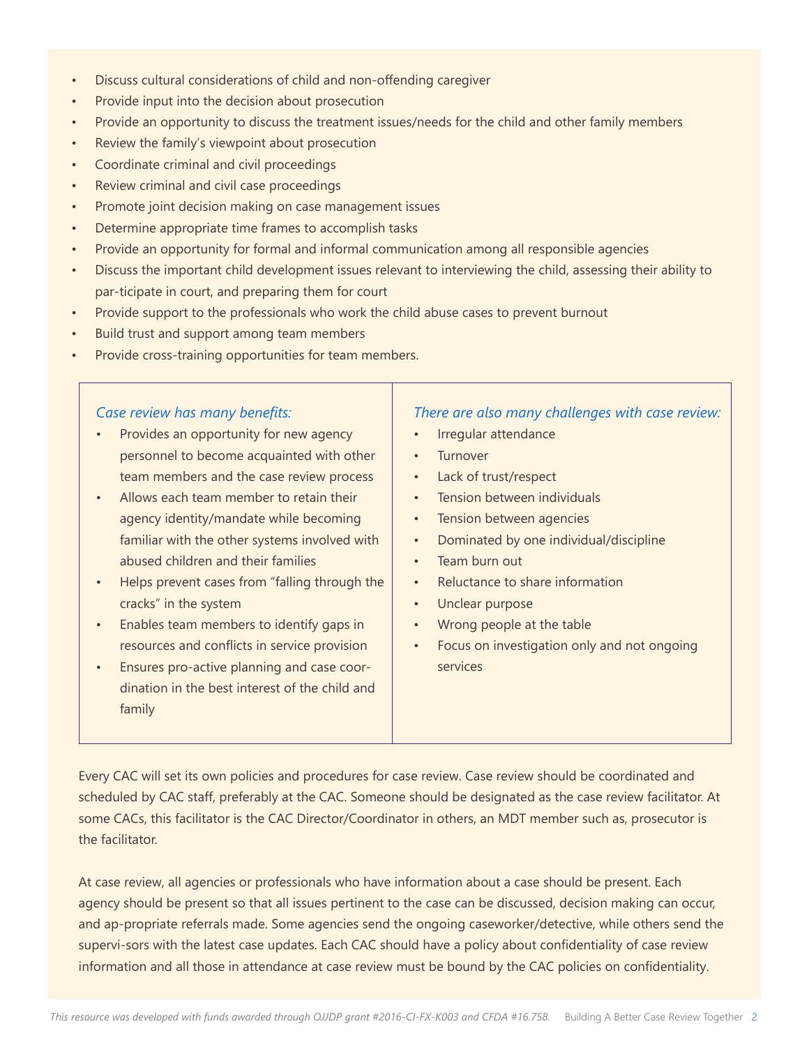- Discuss cultural considerations of child and non-offending caregiver
- Provide input into the decision about prosecution
- Provide an opportunity to discuss the treatment issues/needs for the child and other family members
- Review the family's viewpoint about prosecution
- Coordinate criminal and civil proceedings
- Review criminal and civil case proceedings
- Promote joint decision making on case management issues
- Determine appropriate time frames to accomplish tasks
- Provide an opportunity for formal and informal communication among all responsible agencies
- Discuss the important child development issues relevant to interviewing the child, assessing their ability to par-ticipate in court, and preparing them for court
- Provide support to the professionals who work the child abuse cases to prevent burnout
- Build trust and support among team members
- Provide cross-training opportunities for team members.

*Case review has many benefits:*

- Provides an opportunity for new agency personnel to become acquainted with other team members and the case review process
- Allows each team member to retain their agency identity/mandate while becoming familiar with the other systems involved with abused children and their families
- Helps prevent cases from "falling through the cracks" in the system
- Enables team members to identify gaps in resources and conflicts in service provision
- Ensures pro-active planning and case coor-dination in the best interest of the child and family

*There are also many challenges with case review:*

- Irregular attendance
- Turnover
- Lack of trust/respect
- Tension between individuals
- Tension between agencies
- Dominated by one individual/discipline
- Team burn out
- Reluctance to share information
- Unclear purpose
- Wrong people at the table
- Focus on investigation only and not ongoing services

Every CAC will set its own policies and procedures for case review. Case review should be coordinated and scheduled by CAC staff, preferably at the CAC. Someone should be designated as the case review facilitator. At some CACs, this facilitator is the CAC Director/Coordinator in others, an MDT member such as, prosecutor is the facilitator.

At case review, all agencies or professionals who have information about a case should be present. Each agency should be present so that all issues pertinent to the case can be discussed, decision making can occur, and ap-propriate referrals made. Some agencies send the ongoing caseworker/detective, while others send the supervi-sors with the latest case updates. Each CAC should have a policy about confidentiality of case review information and all those in attendance at case review must be bound by the CAC policies on confidentiality.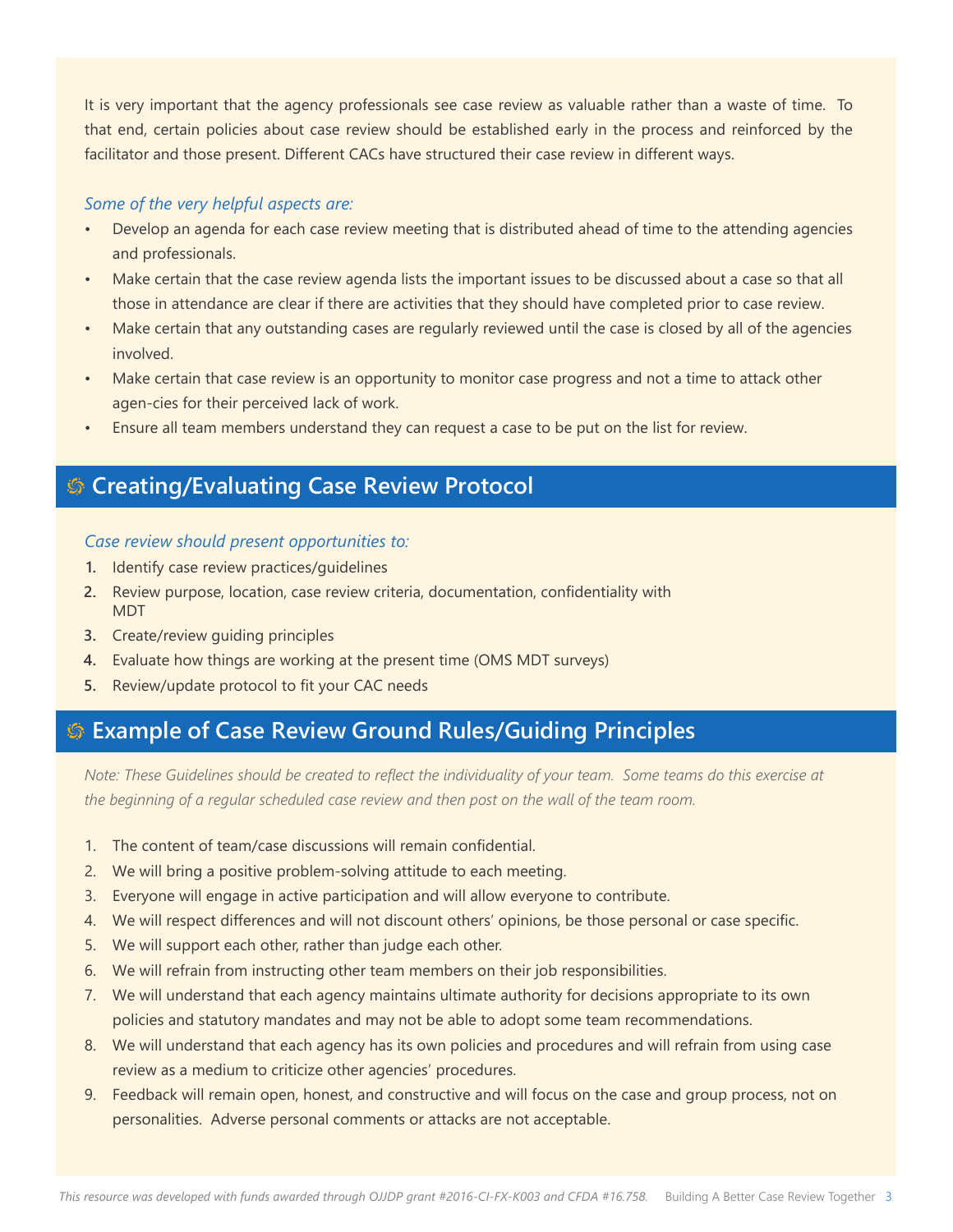It is very important that the agency professionals see case review as valuable rather than a waste of time. To that end, certain policies about case review should be established early in the process and reinforced by the facilitator and those present. Different CACs have structured their case review in different ways.

*Some of the very helpful aspects are:*

- Develop an agenda for each case review meeting that is distributed ahead of time to the attending agencies and professionals.
- Make certain that the case review agenda lists the important issues to be discussed about a case so that all those in attendance are clear if there are activities that they should have completed prior to case review.
- Make certain that any outstanding cases are regularly reviewed until the case is closed by all of the agencies involved.
- Make certain that case review is an opportunity to monitor case progress and not a time to attack other agen-cies for their perceived lack of work.
- Ensure all team members understand they can request a case to be put on the list for review.

## Creating/Evaluating Case Review Protocol

*Case review should present opportunities to:*

1. Identify case review practices/guidelines
2. Review purpose, location, case review criteria, documentation, confidentiality with MDT
3. Create/review guiding principles
4. Evaluate how things are working at the present time (OMS MDT surveys)
5. Review/update protocol to fit your CAC needs

## Example of Case Review Ground Rules/Guiding Principles

*Note: These Guidelines should be created to reflect the individuality of your team. Some teams do this exercise at the beginning of a regular scheduled case review and then post on the wall of the team room.*

1. The content of team/case discussions will remain confidential.
2. We will bring a positive problem-solving attitude to each meeting.
3. Everyone will engage in active participation and will allow everyone to contribute.
4. We will respect differences and will not discount others' opinions, be those personal or case specific.
5. We will support each other, rather than judge each other.
6. We will refrain from instructing other team members on their job responsibilities.
7. We will understand that each agency maintains ultimate authority for decisions appropriate to its own policies and statutory mandates and may not be able to adopt some team recommendations.
8. We will understand that each agency has its own policies and procedures and will refrain from using case review as a medium to criticize other agencies' procedures.
9. Feedback will remain open, honest, and constructive and will focus on the case and group process, not on personalities. Adverse personal comments or attacks are not acceptable.

*This resource was developed with funds awarded through OJJDP grant #2016-CI-FX-K003 and CFDA #16.758.*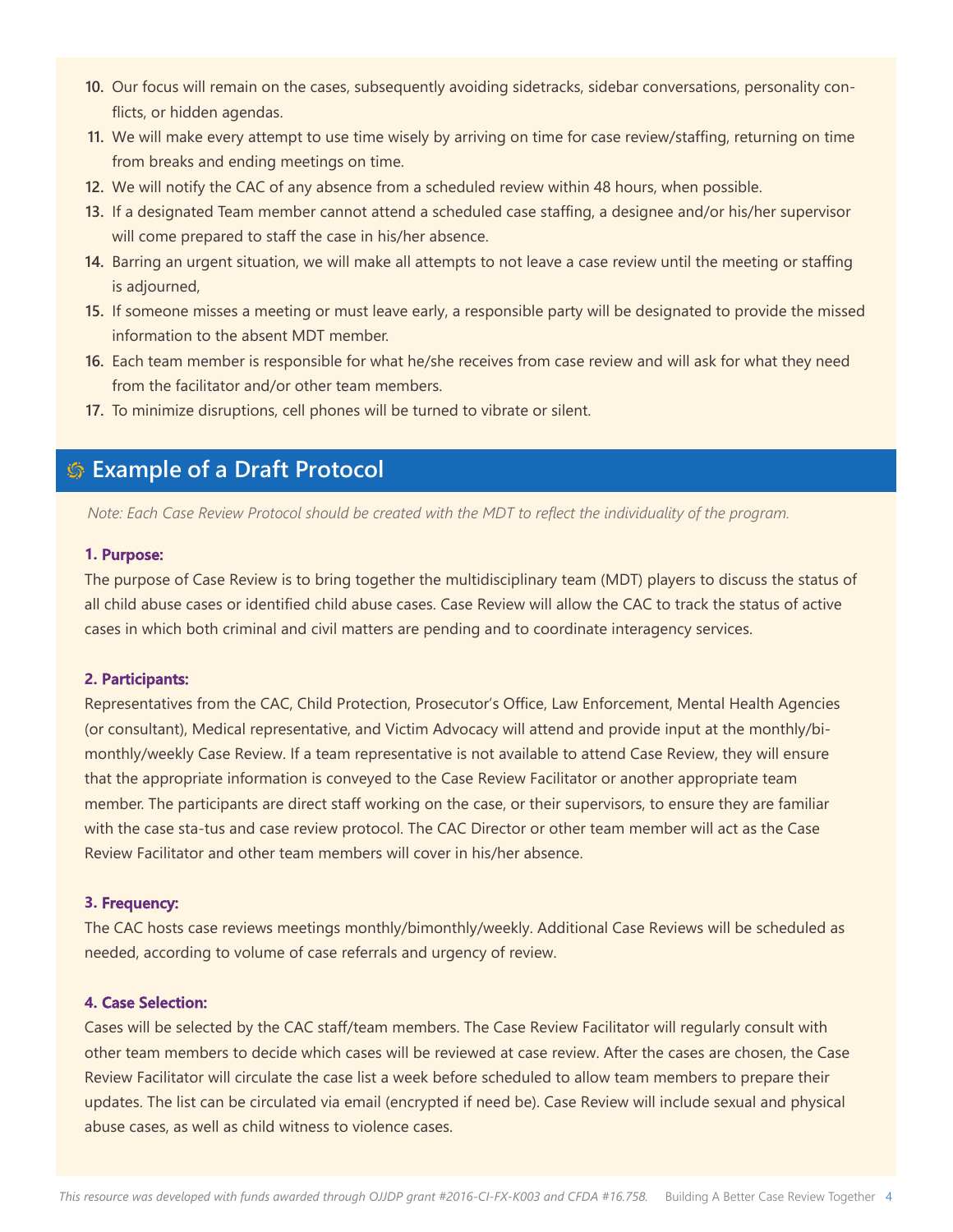10. Our focus will remain on the cases, subsequently avoiding sidetracks, sidebar conversations, personality conflicts, or hidden agendas.
11. We will make every attempt to use time wisely by arriving on time for case review/staffing, returning on time from breaks and ending meetings on time.
12. We will notify the CAC of any absence from a scheduled review within 48 hours, when possible.
13. If a designated Team member cannot attend a scheduled case staffing, a designee and/or his/her supervisor will come prepared to staff the case in his/her absence.
14. Barring an urgent situation, we will make all attempts to not leave a case review until the meeting or staffing is adjourned,
15. If someone misses a meeting or must leave early, a responsible party will be designated to provide the missed information to the absent MDT member.
16. Each team member is responsible for what he/she receives from case review and will ask for what they need from the facilitator and/or other team members.
17. To minimize disruptions, cell phones will be turned to vibrate or silent.

## Example of a Draft Protocol

*Note: Each Case Review Protocol should be created with the MDT to reflect the individuality of the program.*

### 1. Purpose:

The purpose of Case Review is to bring together the multidisciplinary team (MDT) players to discuss the status of all child abuse cases or identified child abuse cases. Case Review will allow the CAC to track the status of active cases in which both criminal and civil matters are pending and to coordinate interagency services.

### 2. Participants:

Representatives from the CAC, Child Protection, Prosecutor's Office, Law Enforcement, Mental Health Agencies (or consultant), Medical representative, and Victim Advocacy will attend and provide input at the monthly/bi-monthly/weekly Case Review. If a team representative is not available to attend Case Review, they will ensure that the appropriate information is conveyed to the Case Review Facilitator or another appropriate team member. The participants are direct staff working on the case, or their supervisors, to ensure they are familiar with the case sta-tus and case review protocol. The CAC Director or other team member will act as the Case Review Facilitator and other team members will cover in his/her absence.

### 3. Frequency:

The CAC hosts case reviews meetings monthly/bimonthly/weekly. Additional Case Reviews will be scheduled as needed, according to volume of case referrals and urgency of review.

### 4. Case Selection:

Cases will be selected by the CAC staff/team members. The Case Review Facilitator will regularly consult with other team members to decide which cases will be reviewed at case review. After the cases are chosen, the Case Review Facilitator will circulate the case list a week before scheduled to allow team members to prepare their updates. The list can be circulated via email (encrypted if need be). Case Review will include sexual and physical abuse cases, as well as child witness to violence cases.

*This resource was developed with funds awarded through OJJDP grant #2016-CI-FX-K003 and CFDA #16.758.*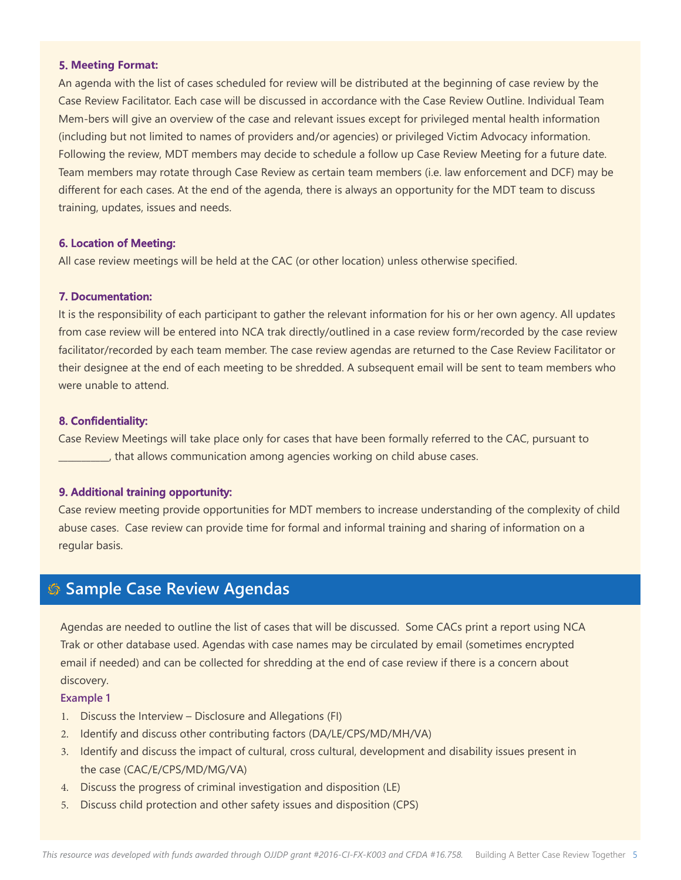**5. Meeting Format:**

An agenda with the list of cases scheduled for review will be distributed at the beginning of case review by the Case Review Facilitator. Each case will be discussed in accordance with the Case Review Outline. Individual Team Mem-bers will give an overview of the case and relevant issues except for privileged mental health information (including but not limited to names of providers and/or agencies) or privileged Victim Advocacy information. Following the review, MDT members may decide to schedule a follow up Case Review Meeting for a future date. Team members may rotate through Case Review as certain team members (i.e. law enforcement and DCF) may be different for each cases. At the end of the agenda, there is always an opportunity for the MDT team to discuss training, updates, issues and needs.

**6. Location of Meeting:**

All case review meetings will be held at the CAC (or other location) unless otherwise specified.

**7. Documentation:**

It is the responsibility of each participant to gather the relevant information for his or her own agency. All updates from case review will be entered into NCA trak directly/outlined in a case review form/recorded by the case review facilitator/recorded by each team member. The case review agendas are returned to the Case Review Facilitator or their designee at the end of each meeting to be shredded. A subsequent email will be sent to team members who were unable to attend.

**8. Confidentiality:**

Case Review Meetings will take place only for cases that have been formally referred to the CAC, pursuant to __________, that allows communication among agencies working on child abuse cases.

**9. Additional training opportunity:**

Case review meeting provide opportunities for MDT members to increase understanding of the complexity of child abuse cases. Case review can provide time for formal and informal training and sharing of information on a regular basis.

## Sample Case Review Agendas

Agendas are needed to outline the list of cases that will be discussed. Some CACs print a report using NCA Trak or other database used. Agendas with case names may be circulated by email (sometimes encrypted email if needed) and can be collected for shredding at the end of case review if there is a concern about discovery.

**Example 1**

1. Discuss the Interview – Disclosure and Allegations (FI)
2. Identify and discuss other contributing factors (DA/LE/CPS/MD/MH/VA)
3. Identify and discuss the impact of cultural, cross cultural, development and disability issues present in the case (CAC/E/CPS/MD/MG/VA)
4. Discuss the progress of criminal investigation and disposition (LE)
5. Discuss child protection and other safety issues and disposition (CPS)

*This resource was developed with funds awarded through OJJDP grant #2016-CI-FX-K003 and CFDA #16.758.*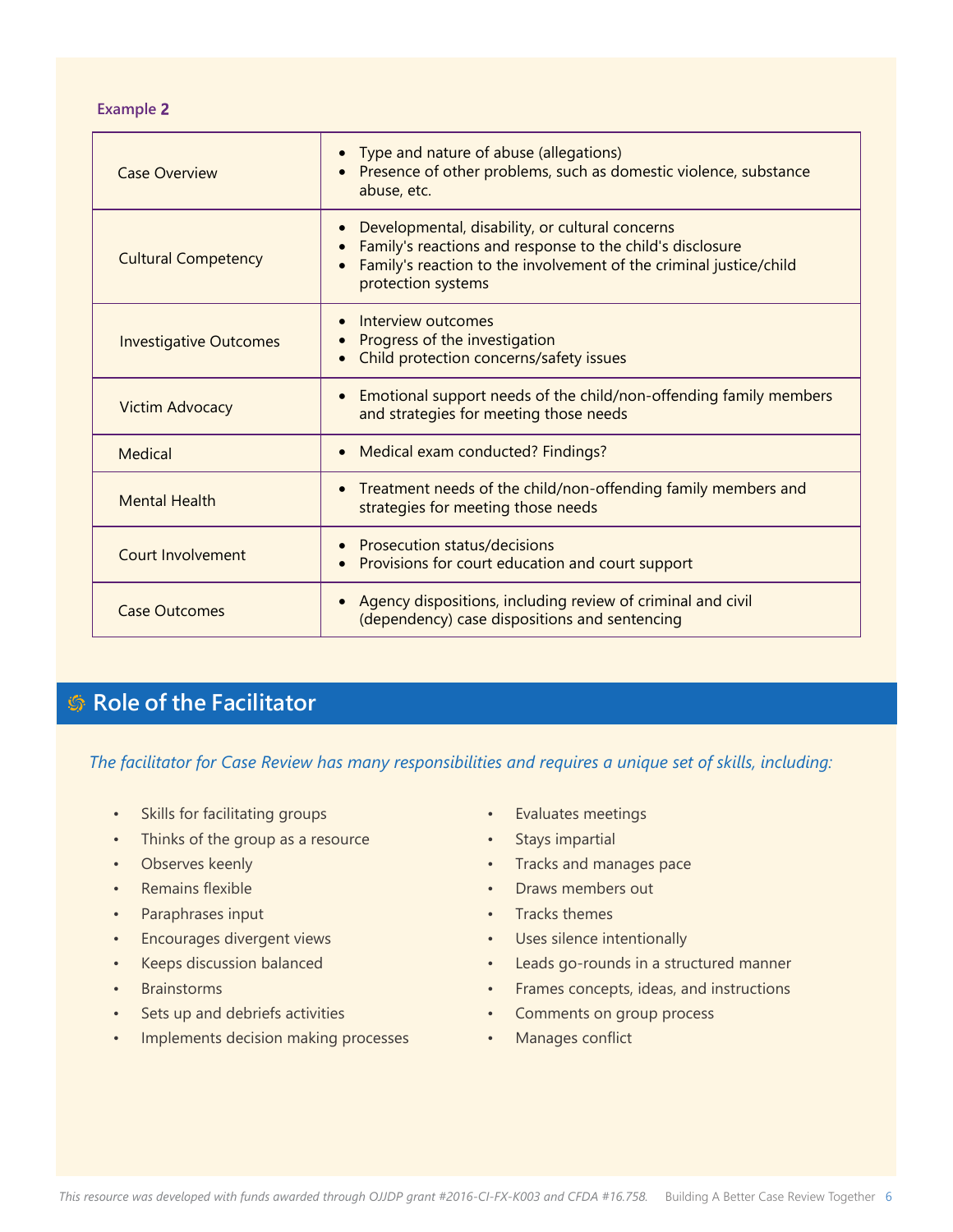**Example 2**

| | |
|---|---|
| Case Overview | • Type and nature of abuse (allegations)<br>• Presence of other problems, such as domestic violence, substance abuse, etc. |
| Cultural Competency | • Developmental, disability, or cultural concerns<br>• Family's reactions and response to the child's disclosure<br>• Family's reaction to the involvement of the criminal justice/child protection systems |
| Investigative Outcomes | • Interview outcomes<br>• Progress of the investigation<br>• Child protection concerns/safety issues |
| Victim Advocacy | • Emotional support needs of the child/non-offending family members and strategies for meeting those needs |
| Medical | • Medical exam conducted? Findings? |
| Mental Health | • Treatment needs of the child/non-offending family members and strategies for meeting those needs |
| Court Involvement | • Prosecution status/decisions<br>• Provisions for court education and court support |
| Case Outcomes | • Agency dispositions, including review of criminal and civil (dependency) case dispositions and sentencing |

## Role of the Facilitator

*The facilitator for Case Review has many responsibilities and requires a unique set of skills, including:*

- Skills for facilitating groups
- Thinks of the group as a resource
- Observes keenly
- Remains flexible
- Paraphrases input
- Encourages divergent views
- Keeps discussion balanced
- Brainstorms
- Sets up and debriefs activities
- Implements decision making processes
- Evaluates meetings
- Stays impartial
- Tracks and manages pace
- Draws members out
- Tracks themes
- Uses silence intentionally
- Leads go-rounds in a structured manner
- Frames concepts, ideas, and instructions
- Comments on group process
- Manages conflict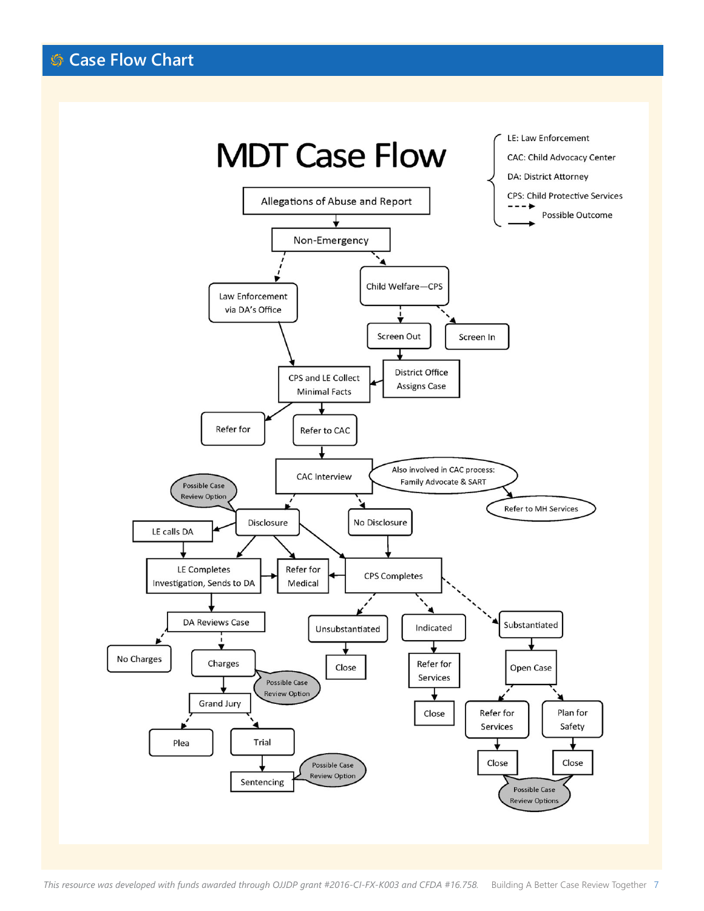## Case Flow Chart

# MDT Case Flow

LE: Law Enforcement
CAC: Child Advocacy Center
DA: District Attorney
CPS: Child Protective Services
- - -▸ Possible Outcome
——▸

Allegations of Abuse and Report

Non-Emergency

Law Enforcement via DA's Office

Child Welfare—CPS

Screen Out

Screen In

District Office Assigns Case

CPS and LE Collect Minimal Facts

Refer for

Refer to CAC

CAC Interview

Also involved in CAC process: Family Advocate & SART

Refer to MH Services

Possible Case Review Option

Disclosure

No Disclosure

LE calls DA

LE Completes Investigation, Sends to DA

Refer for Medical

CPS Completes

DA Reviews Case

No Charges

Charges

Possible Case Review Option

Grand Jury

Plea

Trial

Sentencing

Possible Case Review Option

Unsubstantiated

Close

Indicated

Refer for Services

Close

Substantiated

Open Case

Refer for Services

Plan for Safety

Close

Close

Possible Case Review Options

*This resource was developed with funds awarded through OJJDP grant #2016-CI-FX-K003 and CFDA #16.758.*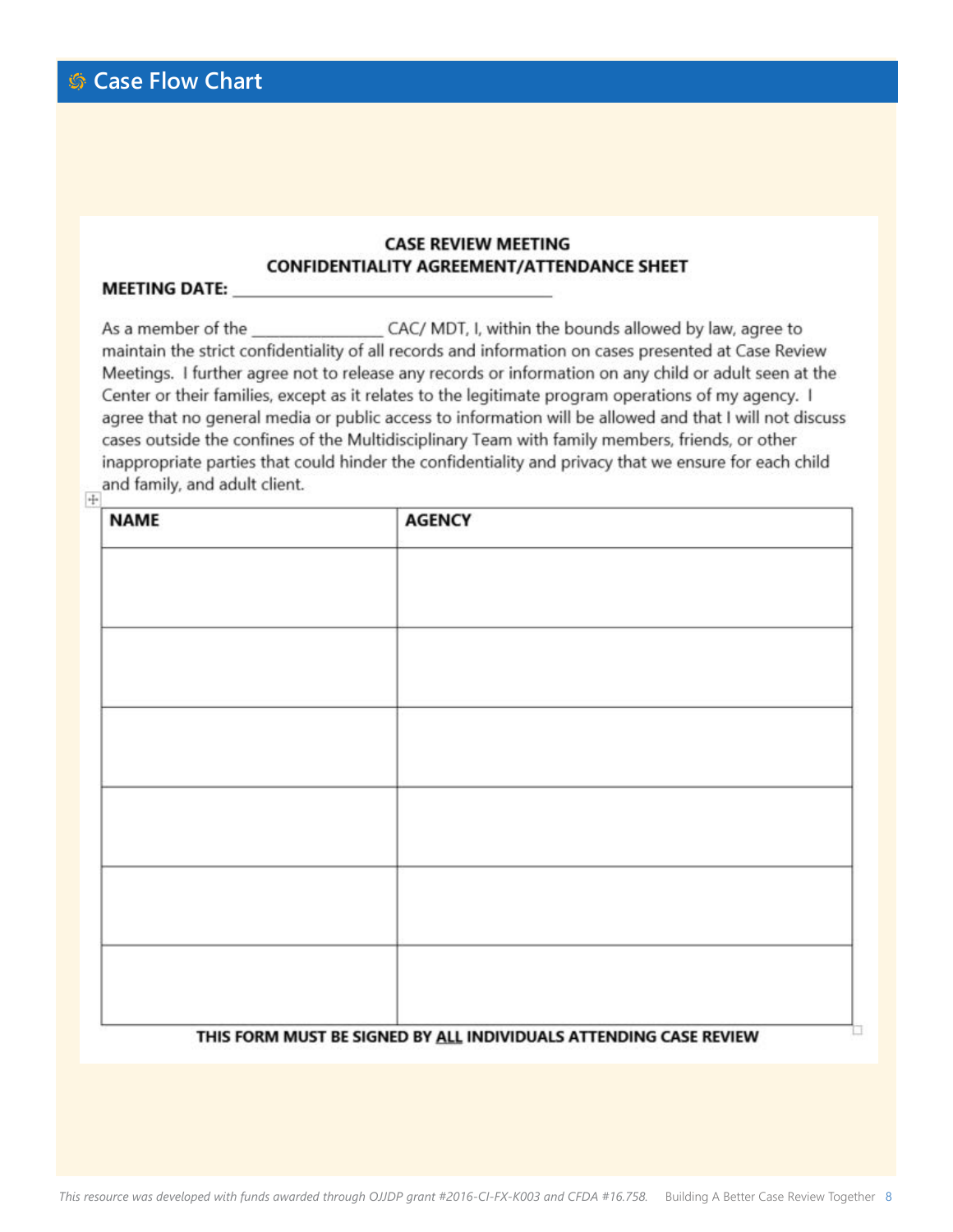## Case Flow Chart

**CASE REVIEW MEETING**
**CONFIDENTIALITY AGREEMENT/ATTENDANCE SHEET**

**MEETING DATE:** ___________________________________

As a member of the _______________ CAC/ MDT, I, within the bounds allowed by law, agree to maintain the strict confidentiality of all records and information on cases presented at Case Review Meetings. I further agree not to release any records or information on any child or adult seen at the Center or their families, except as it relates to the legitimate program operations of my agency. I agree that no general media or public access to information will be allowed and that I will not discuss cases outside the confines of the Multidisciplinary Team with family members, friends, or other inappropriate parties that could hinder the confidentiality and privacy that we ensure for each child and family, and adult client.

| NAME | AGENCY |
| --- | --- |
| | |
| | |
| | |
| | |
| | |
| | |

**THIS FORM MUST BE SIGNED BY ALL INDIVIDUALS ATTENDING CASE REVIEW**

*This resource was developed with funds awarded through OJJDP grant #2016-CI-FX-K003 and CFDA #16.758.*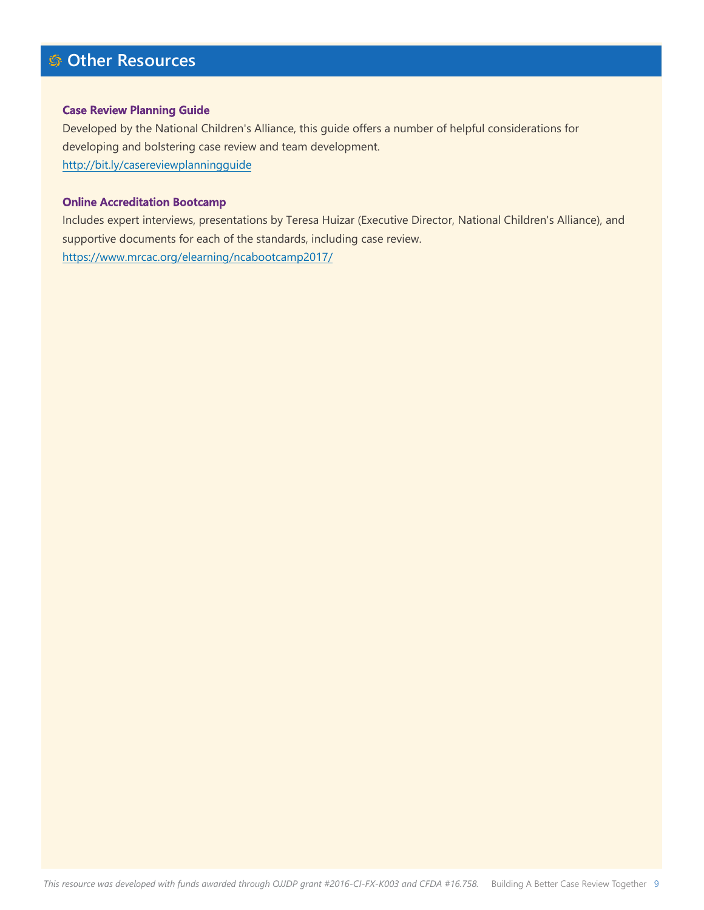## Other Resources

**Case Review Planning Guide**

Developed by the National Children's Alliance, this guide offers a number of helpful considerations for developing and bolstering case review and team development.
http://bit.ly/casereviewplanningguide

**Online Accreditation Bootcamp**

Includes expert interviews, presentations by Teresa Huizar (Executive Director, National Children's Alliance), and supportive documents for each of the standards, including case review.
https://www.mrcac.org/elearning/ncabootcamp2017/

*This resource was developed with funds awarded through OJJDP grant #2016-CI-FX-K003 and CFDA #16.758.*